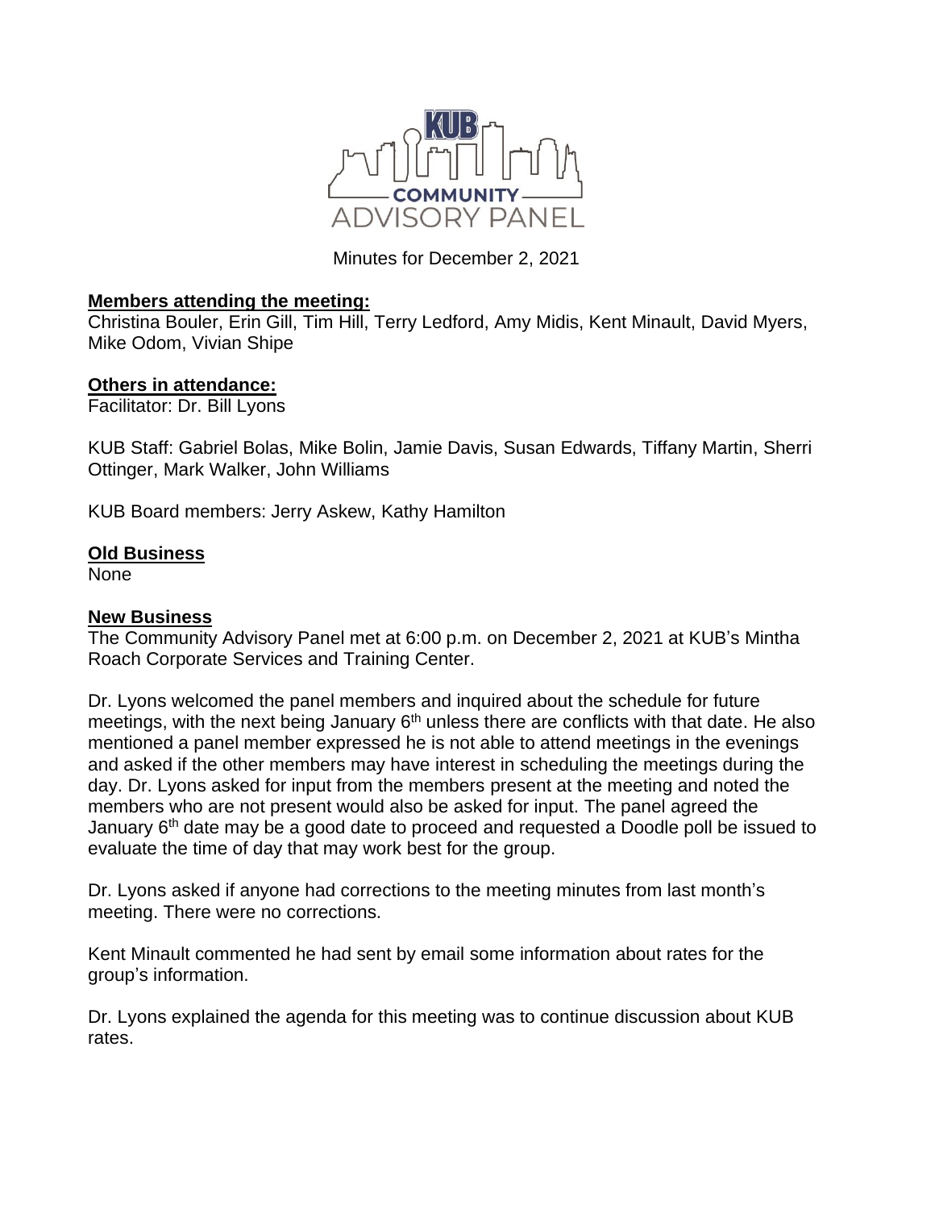KUB COMMUNITY ADVISORY PANEL

Minutes for December 2, 2021

**Members attending the meeting:**

Christina Bouler, Erin Gill, Tim Hill, Terry Ledford, Amy Midis, Kent Minault, David Myers, Mike Odom, Vivian Shipe

**Others in attendance:**

Facilitator: Dr. Bill Lyons

KUB Staff: Gabriel Bolas, Mike Bolin, Jamie Davis, Susan Edwards, Tiffany Martin, Sherri Ottinger, Mark Walker, John Williams

KUB Board members: Jerry Askew, Kathy Hamilton

**Old Business**

None

**New Business**

The Community Advisory Panel met at 6:00 p.m. on December 2, 2021 at KUB's Mintha Roach Corporate Services and Training Center.

Dr. Lyons welcomed the panel members and inquired about the schedule for future meetings, with the next being January 6th unless there are conflicts with that date. He also mentioned a panel member expressed he is not able to attend meetings in the evenings and asked if the other members may have interest in scheduling the meetings during the day. Dr. Lyons asked for input from the members present at the meeting and noted the members who are not present would also be asked for input. The panel agreed the January 6th date may be a good date to proceed and requested a Doodle poll be issued to evaluate the time of day that may work best for the group.

Dr. Lyons asked if anyone had corrections to the meeting minutes from last month's meeting. There were no corrections.

Kent Minault commented he had sent by email some information about rates for the group's information.

Dr. Lyons explained the agenda for this meeting was to continue discussion about KUB rates.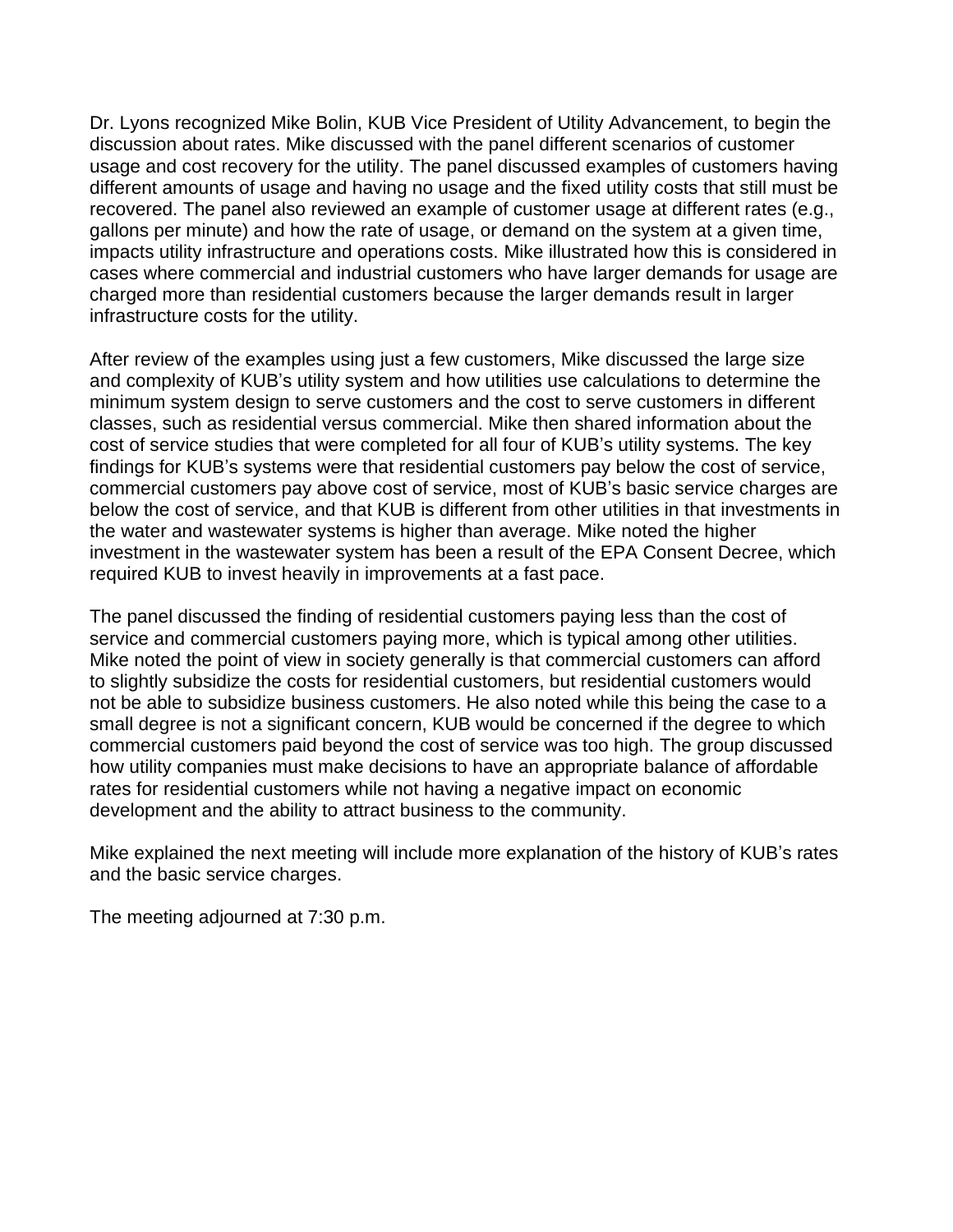Dr. Lyons recognized Mike Bolin, KUB Vice President of Utility Advancement, to begin the discussion about rates. Mike discussed with the panel different scenarios of customer usage and cost recovery for the utility. The panel discussed examples of customers having different amounts of usage and having no usage and the fixed utility costs that still must be recovered. The panel also reviewed an example of customer usage at different rates (e.g., gallons per minute) and how the rate of usage, or demand on the system at a given time, impacts utility infrastructure and operations costs. Mike illustrated how this is considered in cases where commercial and industrial customers who have larger demands for usage are charged more than residential customers because the larger demands result in larger infrastructure costs for the utility.

After review of the examples using just a few customers, Mike discussed the large size and complexity of KUB's utility system and how utilities use calculations to determine the minimum system design to serve customers and the cost to serve customers in different classes, such as residential versus commercial. Mike then shared information about the cost of service studies that were completed for all four of KUB's utility systems. The key findings for KUB's systems were that residential customers pay below the cost of service, commercial customers pay above cost of service, most of KUB's basic service charges are below the cost of service, and that KUB is different from other utilities in that investments in the water and wastewater systems is higher than average. Mike noted the higher investment in the wastewater system has been a result of the EPA Consent Decree, which required KUB to invest heavily in improvements at a fast pace.

The panel discussed the finding of residential customers paying less than the cost of service and commercial customers paying more, which is typical among other utilities. Mike noted the point of view in society generally is that commercial customers can afford to slightly subsidize the costs for residential customers, but residential customers would not be able to subsidize business customers. He also noted while this being the case to a small degree is not a significant concern, KUB would be concerned if the degree to which commercial customers paid beyond the cost of service was too high. The group discussed how utility companies must make decisions to have an appropriate balance of affordable rates for residential customers while not having a negative impact on economic development and the ability to attract business to the community.

Mike explained the next meeting will include more explanation of the history of KUB's rates and the basic service charges.

The meeting adjourned at 7:30 p.m.